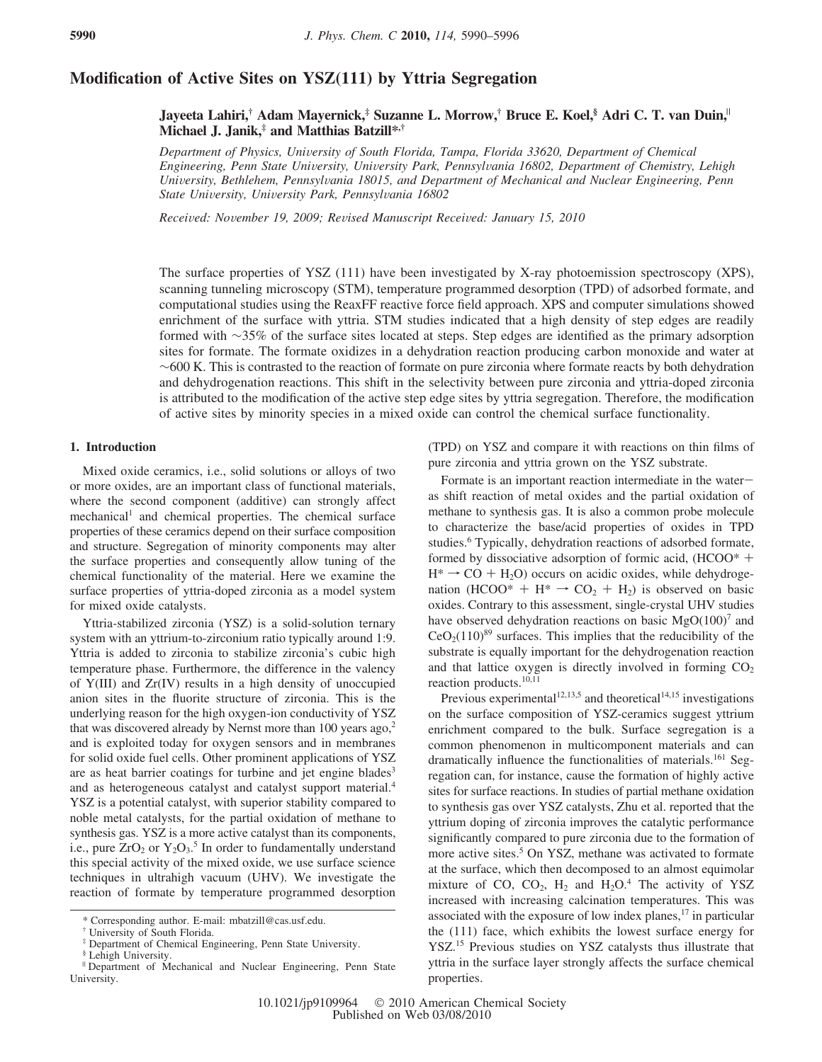# Modification of Active Sites on YSZ(111) by Yttria Segregation

**Jayeeta Lahiri,[†] Adam Mayernick,[‡] Suzanne L. Morrow,[†] Bruce E. Koel,[§] Adri C. T. van Duin,[∥] Michael J. Janik,[‡] and Matthias Batzill*,[†]**

*Department of Physics, University of South Florida, Tampa, Florida 33620, Department of Chemical Engineering, Penn State University, University Park, Pennsylvania 16802, Department of Chemistry, Lehigh University, Bethlehem, Pennsylvania 18015, and Department of Mechanical and Nuclear Engineering, Penn State University, University Park, Pennsylvania 16802*

*Received: November 19, 2009; Revised Manuscript Received: January 15, 2010*

The surface properties of YSZ (111) have been investigated by X-ray photoemission spectroscopy (XPS), scanning tunneling microscopy (STM), temperature programmed desorption (TPD) of adsorbed formate, and computational studies using the ReaxFF reactive force field approach. XPS and computer simulations showed enrichment of the surface with yttria. STM studies indicated that a high density of step edges are readily formed with ~35% of the surface sites located at steps. Step edges are identified as the primary adsorption sites for formate. The formate oxidizes in a dehydration reaction producing carbon monoxide and water at ~600 K. This is contrasted to the reaction of formate on pure zirconia where formate reacts by both dehydration and dehydrogenation reactions. This shift in the selectivity between pure zirconia and yttria-doped zirconia is attributed to the modification of the active step edge sites by yttria segregation. Therefore, the modification of active sites by minority species in a mixed oxide can control the chemical surface functionality.

## 1. Introduction

Mixed oxide ceramics, i.e., solid solutions or alloys of two or more oxides, are an important class of functional materials, where the second component (additive) can strongly affect mechanical[1] and chemical properties. The chemical surface properties of these ceramics depend on their surface composition and structure. Segregation of minority components may alter the surface properties and consequently allow tuning of the chemical functionality of the material. Here we examine the surface properties of yttria-doped zirconia as a model system for mixed oxide catalysts.

Yttria-stabilized zirconia (YSZ) is a solid-solution ternary system with an yttrium-to-zirconium ratio typically around 1:9. Yttria is added to zirconia to stabilize zirconia's cubic high temperature phase. Furthermore, the difference in the valency of Y(III) and Zr(IV) results in a high density of unoccupied anion sites in the fluorite structure of zirconia. This is the underlying reason for the high oxygen-ion conductivity of YSZ that was discovered already by Nernst more than 100 years ago,[2] and is exploited today for oxygen sensors and in membranes for solid oxide fuel cells. Other prominent applications of YSZ are as heat barrier coatings for turbine and jet engine blades[3] and as heterogeneous catalyst and catalyst support material.[4] YSZ is a potential catalyst, with superior stability compared to noble metal catalysts, for the partial oxidation of methane to synthesis gas. YSZ is a more active catalyst than its components, i.e., pure $ZrO_2$ or $Y_2O_3$.[5] In order to fundamentally understand this special activity of the mixed oxide, we use surface science techniques in ultrahigh vacuum (UHV). We investigate the reaction of formate by temperature programmed desorption (TPD) on YSZ and compare it with reactions on thin films of pure zirconia and yttria grown on the YSZ substrate.

Formate is an important reaction intermediate in the water–gas shift reaction of metal oxides and the partial oxidation of methane to synthesis gas. It is also a common probe molecule to characterize the base/acid properties of oxides in TPD studies.[6] Typically, dehydration reactions of adsorbed formate, formed by dissociative adsorption of formic acid, ($HCOO^* + H^* \rightarrow CO + H_2O$) occurs on acidic oxides, while dehydrogenation ($HCOO^* + H^* \rightarrow CO_2 + H_2$) is observed on basic oxides. Contrary to this assessment, single-crystal UHV studies have observed dehydration reactions on basic MgO(100)[7] and $CeO_2$(110)[89] surfaces. This implies that the reducibility of the substrate is equally important for the dehydrogenation reaction and that lattice oxygen is directly involved in forming $CO_2$ reaction products.[10,11]

Previous experimental[12,13,5] and theoretical[14,15] investigations on the surface composition of YSZ-ceramics suggest yttrium enrichment compared to the bulk. Surface segregation is a common phenomenon in multicomponent materials and can dramatically influence the functionalities of materials.[161] Segregation can, for instance, cause the formation of highly active sites for surface reactions. In studies of partial methane oxidation to synthesis gas over YSZ catalysts, Zhu et al. reported that the yttrium doping of zirconia improves the catalytic performance significantly compared to pure zirconia due to the formation of more active sites.[5] On YSZ, methane was activated to formate at the surface, which then decomposed to an almost equimolar mixture of CO, $CO_2$, $H_2$ and $H_2O$.[4] The activity of YSZ increased with increasing calcination temperatures. This was associated with the exposure of low index planes,[17] in particular the (111) face, which exhibits the lowest surface energy for YSZ.[15] Previous studies on YSZ catalysts thus illustrate that yttria in the surface layer strongly affects the surface chemical properties.

\* Corresponding author. E-mail: mbatzill@cas.usf.edu.
[†] University of South Florida.
[‡] Department of Chemical Engineering, Penn State University.
[§] Lehigh University.
[∥] Department of Mechanical and Nuclear Engineering, Penn State University.

10.1021/jp9109964 © 2010 American Chemical Society
Published on Web 03/08/2010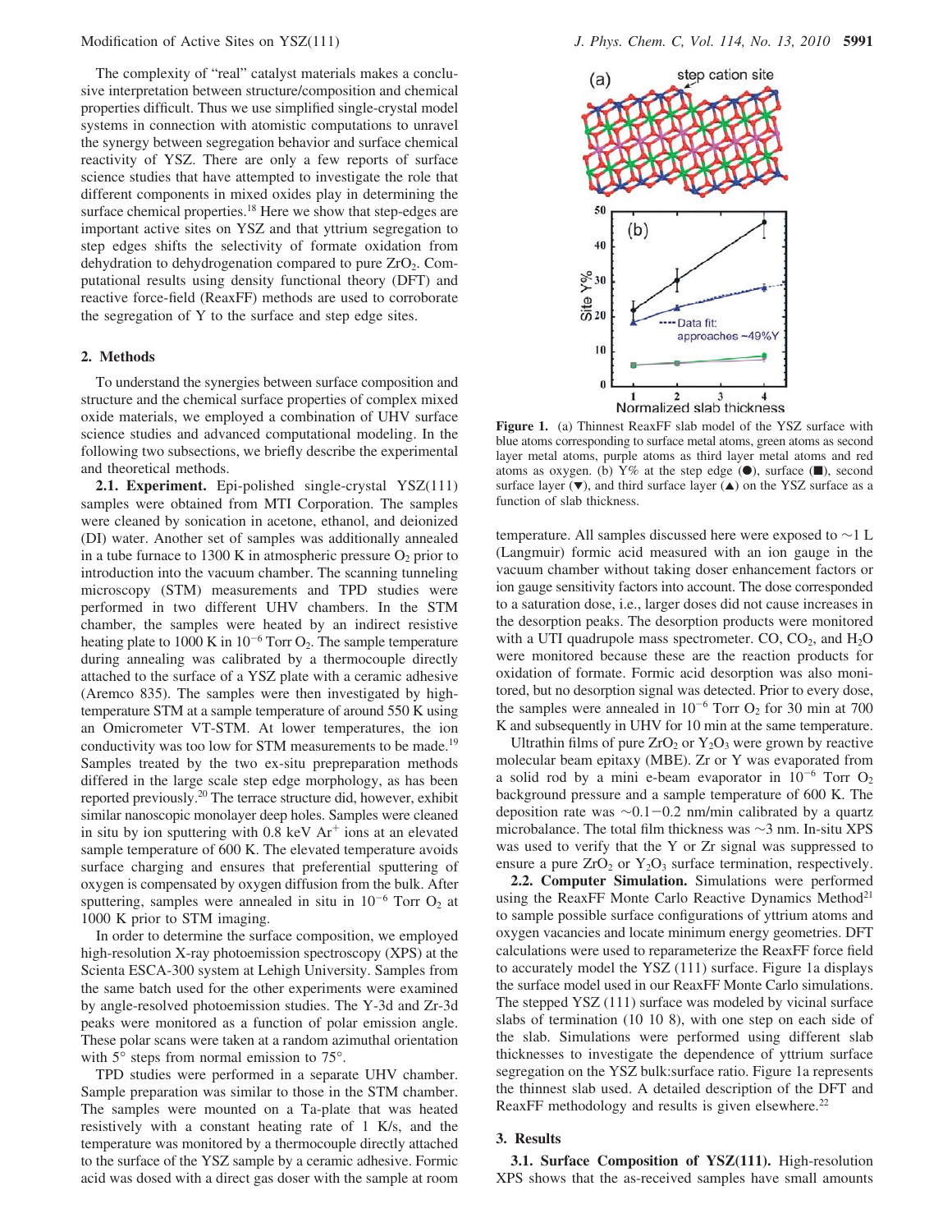The complexity of "real" catalyst materials makes a conclusive interpretation between structure/composition and chemical properties difficult. Thus we use simplified single-crystal model systems in connection with atomistic computations to unravel the synergy between segregation behavior and surface chemical reactivity of YSZ. There are only a few reports of surface science studies that have attempted to investigate the role that different components in mixed oxides play in determining the surface chemical properties.[18] Here we show that step-edges are important active sites on YSZ and that yttrium segregation to step edges shifts the selectivity of formate oxidation from dehydration to dehydrogenation compared to pure $ZrO_2$. Computational results using density functional theory (DFT) and reactive force-field (ReaxFF) methods are used to corroborate the segregation of Y to the surface and step edge sites.

## 2. Methods

To understand the synergies between surface composition and structure and the chemical surface properties of complex mixed oxide materials, we employed a combination of UHV surface science studies and advanced computational modeling. In the following two subsections, we briefly describe the experimental and theoretical methods.

**2.1. Experiment.** Epi-polished single-crystal YSZ(111) samples were obtained from MTI Corporation. The samples were cleaned by sonication in acetone, ethanol, and deionized (DI) water. Another set of samples was additionally annealed in a tube furnace to 1300 K in atmospheric pressure $O_2$ prior to introduction into the vacuum chamber. The scanning tunneling microscopy (STM) measurements and TPD studies were performed in two different UHV chambers. In the STM chamber, the samples were heated by an indirect resistive heating plate to 1000 K in $10^{-6}$ Torr $O_2$. The sample temperature during annealing was calibrated by a thermocouple directly attached to the surface of a YSZ plate with a ceramic adhesive (Aremco 835). The samples were then investigated by high-temperature STM at a sample temperature of around 550 K using an Omicrometer VT-STM. At lower temperatures, the ion conductivity was too low for STM measurements to be made.[19] Samples treated by the two ex-situ prepreparation methods differed in the large scale step edge morphology, as has been reported previously.[20] The terrace structure did, however, exhibit similar nanoscopic monolayer deep holes. Samples were cleaned in situ by ion sputtering with 0.8 keV $Ar^+$ ions at an elevated sample temperature of 600 K. The elevated temperature avoids surface charging and ensures that preferential sputtering of oxygen is compensated by oxygen diffusion from the bulk. After sputtering, samples were annealed in situ in $10^{-6}$ Torr $O_2$ at 1000 K prior to STM imaging.

In order to determine the surface composition, we employed high-resolution X-ray photoemission spectroscopy (XPS) at the Scienta ESCA-300 system at Lehigh University. Samples from the same batch used for the other experiments were examined by angle-resolved photoemission studies. The Y-3d and Zr-3d peaks were monitored as a function of polar emission angle. These polar scans were taken at a random azimuthal orientation with 5° steps from normal emission to 75°.

TPD studies were performed in a separate UHV chamber. Sample preparation was similar to those in the STM chamber. The samples were mounted on a Ta-plate that was heated resistively with a constant heating rate of 1 K/s, and the temperature was monitored by a thermocouple directly attached to the surface of the YSZ sample by a ceramic adhesive. Formic acid was dosed with a direct gas doser with the sample at room temperature. All samples discussed here were exposed to ~1 L (Langmuir) formic acid measured with an ion gauge in the vacuum chamber without taking doser enhancement factors or ion gauge sensitivity factors into account. The dose corresponded to a saturation dose, i.e., larger doses did not cause increases in the desorption peaks. The desorption products were monitored with a UTI quadrupole mass spectrometer. CO, $CO_2$, and $H_2O$ were monitored because these are the reaction products for oxidation of formate. Formic acid desorption was also monitored, but no desorption signal was detected. Prior to every dose, the samples were annealed in $10^{-6}$ Torr $O_2$ for 30 min at 700 K and subsequently in UHV for 10 min at the same temperature.

Ultrathin films of pure $ZrO_2$ or $Y_2O_3$ were grown by reactive molecular beam epitaxy (MBE). Zr or Y was evaporated from a solid rod by a mini e-beam evaporator in $10^{-6}$ Torr $O_2$ background pressure and a sample temperature of 600 K. The deposition rate was ~0.1−0.2 nm/min calibrated by a quartz microbalance. The total film thickness was ~3 nm. In-situ XPS was used to verify that the Y or Zr signal was suppressed to ensure a pure $ZrO_2$ or $Y_2O_3$ surface termination, respectively.

**2.2. Computer Simulation.** Simulations were performed using the ReaxFF Monte Carlo Reactive Dynamics Method[21] to sample possible surface configurations of yttrium atoms and oxygen vacancies and locate minimum energy geometries. DFT calculations were used to reparameterize the ReaxFF force field to accurately model the YSZ (111) surface. Figure 1a displays the surface model used in our ReaxFF Monte Carlo simulations. The stepped YSZ (111) surface was modeled by vicinal surface slabs of termination (10 10 8), with one step on each side of the slab. Simulations were performed using different slab thicknesses to investigate the dependence of yttrium surface segregation on the YSZ bulk:surface ratio. Figure 1a represents the thinnest slab used. A detailed description of the DFT and ReaxFF methodology and results is given elsewhere.[22]

**Figure 1.** (a) Thinnest ReaxFF slab model of the YSZ surface with blue atoms corresponding to surface metal atoms, green atoms as second layer metal atoms, purple atoms as third layer metal atoms and red atoms as oxygen. (b) Y% at the step edge (●), surface (■), second surface layer (▼), and third surface layer (▲) on the YSZ surface as a function of slab thickness.

## 3. Results

**3.1. Surface Composition of YSZ(111).** High-resolution XPS shows that the as-received samples have small amounts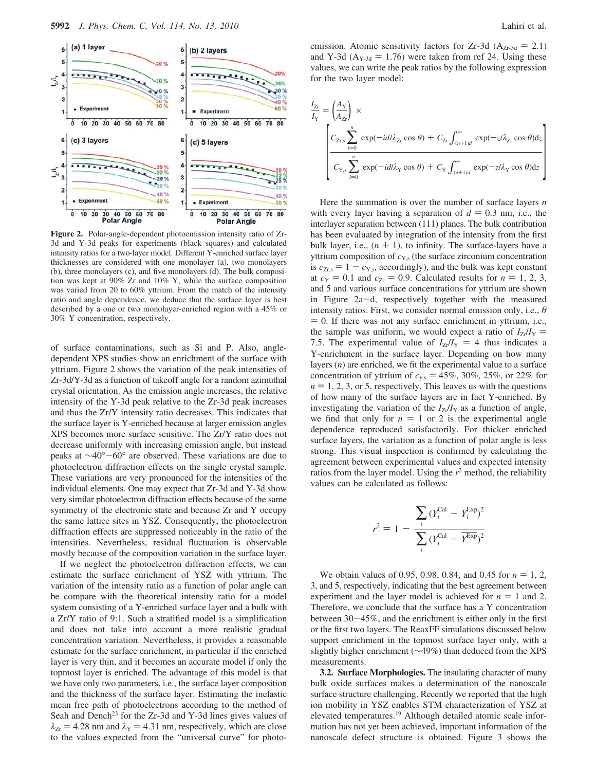**Figure 2.** Polar-angle-dependent photoemission intensity ratio of Zr-3d and Y-3d peaks for experiments (black squares) and calculated intensity ratios for a two-layer model. Different Y-enriched surface layer thicknesses are considered with one monolayer (a), two monolayers (b), three monolayers (c), and five monolayers (d). The bulk composition was kept at 90% Zr and 10% Y, while the surface composition was varied from 20 to 60% yttrium. From the match of the intensity ratio and angle dependence, we deduce that the surface layer is best described by a one or two monolayer-enriched region with a 45% or 30% Y concentration, respectively.

of surface contaminations, such as Si and P. Also, angle-dependent XPS studies show an enrichment of the surface with yttrium. Figure 2 shows the variation of the peak intensities of Zr-3d/Y-3d as a function of takeoff angle for a random azimuthal crystal orientation. As the emission angle increases, the relative intensity of the Y-3d peak relative to the Zr-3d peak increases and thus the Zr/Y intensity ratio decreases. This indicates that the surface layer is Y-enriched because at larger emission angles XPS becomes more surface sensitive. The Zr/Y ratio does not decrease uniformly with increasing emission angle, but instead peaks at ~40°−60° are observed. These variations are due to photoelectron diffraction effects on the single crystal sample. These variations are very pronounced for the intensities of the individual elements. One may expect that Zr-3d and Y-3d show very similar photoelectron diffraction effects because of the same symmetry of the electronic state and because Zr and Y occupy the same lattice sites in YSZ. Consequently, the photoelectron diffraction effects are suppressed noticeably in the ratio of the intensities. Nevertheless, residual fluctuation is observable mostly because of the composition variation in the surface layer.

If we neglect the photoelectron diffraction effects, we can estimate the surface enrichment of YSZ with yttrium. The variation of the intensity ratio as a function of polar angle can be compare with the theoretical intensity ratio for a model system consisting of a Y-enriched surface layer and a bulk with a Zr/Y ratio of 9:1. Such a stratified model is a simplification and does not take into account a more realistic gradual concentration variation. Nevertheless, it provides a reasonable estimate for the surface enrichment, in particular if the enriched layer is very thin, and it becomes an accurate model if only the topmost layer is enriched. The advantage of this model is that we have only two parameters, i.e., the surface layer composition and the thickness of the surface layer. Estimating the inelastic mean free path of photoelectrons according to the method of Seah and Dench[23] for the Zr-3d and Y-3d lines gives values of $\lambda_{Zr} = 4.28$ nm and $\lambda_{Y} = 4.31$ nm, respectively, which are close to the values expected from the "universal curve" for photoemission. Atomic sensitivity factors for Zr-3d ($A_{Zr\text{-}3d} = 2.1$) and Y-3d ($A_{Y\text{-}3d} = 1.76$) were taken from ref 24. Using these values, we can write the peak ratios by the following expression for the two layer model:

$$\frac{I_{Zr}}{I_{Y}} = \left(\frac{A_{Y}}{A_{Zr}}\right) \times \left[\frac{C_{Zr,s}\sum_{i=0}^{n}\exp(-id/\lambda_{Zr}\cos\theta) + C_{Zr}\int_{(n+1)d}^{\infty}\exp(-z/\lambda_{Zr}\cos\theta)\mathrm{d}z}{C_{Y,s}\sum_{i=0}^{n}\exp(-id/\lambda_{Y}\cos\theta) + C_{Y}\int_{(n+1)d}^{\infty}\exp(-z/\lambda_{Y}\cos\theta)\mathrm{d}z}\right]$$

Here the summation is over the number of surface layers $n$ with every layer having a separation of $d = 0.3$ nm, i.e., the interlayer separation between (111) planes. The bulk contribution has been evaluated by integration of the intensity from the first bulk layer, i.e., $(n + 1)$, to infinity. The surface-layers have a yttrium composition of $c_{Y,s}$ (the surface zirconium concentration is $c_{Zr,s} = 1 - c_{Y,s}$, accordingly), and the bulk was kept constant at $c_{Y} = 0.1$ and $c_{Zr} = 0.9$. Calculated results for $n = 1$, 2, 3, and 5 and various surface concentrations for yttrium are shown in Figure 2a−d, respectively together with the measured intensity ratios. First, we consider normal emission only, i.e., $\theta = 0$. If there was not any surface enrichment in yttrium, i.e., the sample was uniform, we would expect a ratio of $I_{Zr}/I_{Y} = 7.5$. The experimental value of $I_{Zr}/I_{Y} = 4$ thus indicates a Y-enrichment in the surface layer. Depending on how many layers ($n$) are enriched, we fit the experimental value to a surface concentration of yttrium of $c_{y,s} = 45\%$, 30%, 25%, or 22% for $n = 1$, 2, 3, or 5, respectively. This leaves us with the questions of how many of the surface layers are in fact Y-enriched. By investigating the variation of the $I_{Zr}/I_{Y}$ as a function of angle, we find that only for $n = 1$ or 2 is the experimental angle dependence reproduced satisfactorily. For thicker enriched surface layers, the variation as a function of polar angle is less strong. This visual inspection is confirmed by calculating the agreement between experimental values and expected intensity ratios from the layer model. Using the $r^2$ method, the reliability values can be calculated as follows:

$$r^2 = 1 - \frac{\sum_i (Y_i^{\mathrm{Cal}} - Y_i^{\mathrm{Exp}})^2}{\sum_i (Y_i^{\mathrm{Cal}} - \overline{Y^{\mathrm{Exp}}})^2}$$

We obtain values of 0.95, 0.98, 0.84, and 0.45 for $n = 1$, 2, 3, and 5, respectively, indicating that the best agreement between experiment and the layer model is achieved for $n = 1$ and 2. Therefore, we conclude that the surface has a Y concentration between 30−45%, and the enrichment is either only in the first or the first two layers. The ReaxFF simulations discussed below support enrichment in the topmost surface layer only, with a slightly higher enrichment (~49%) than deduced from the XPS measurements.

**3.2. Surface Morphologies.** The insulating character of many bulk oxide surfaces makes a determination of the nanoscale surface structure challenging. Recently we reported that the high ion mobility in YSZ enables STM characterization of YSZ at elevated temperatures.[19] Although detailed atomic scale information has not yet been achieved, important information of the nanoscale defect structure is obtained. Figure 3 shows the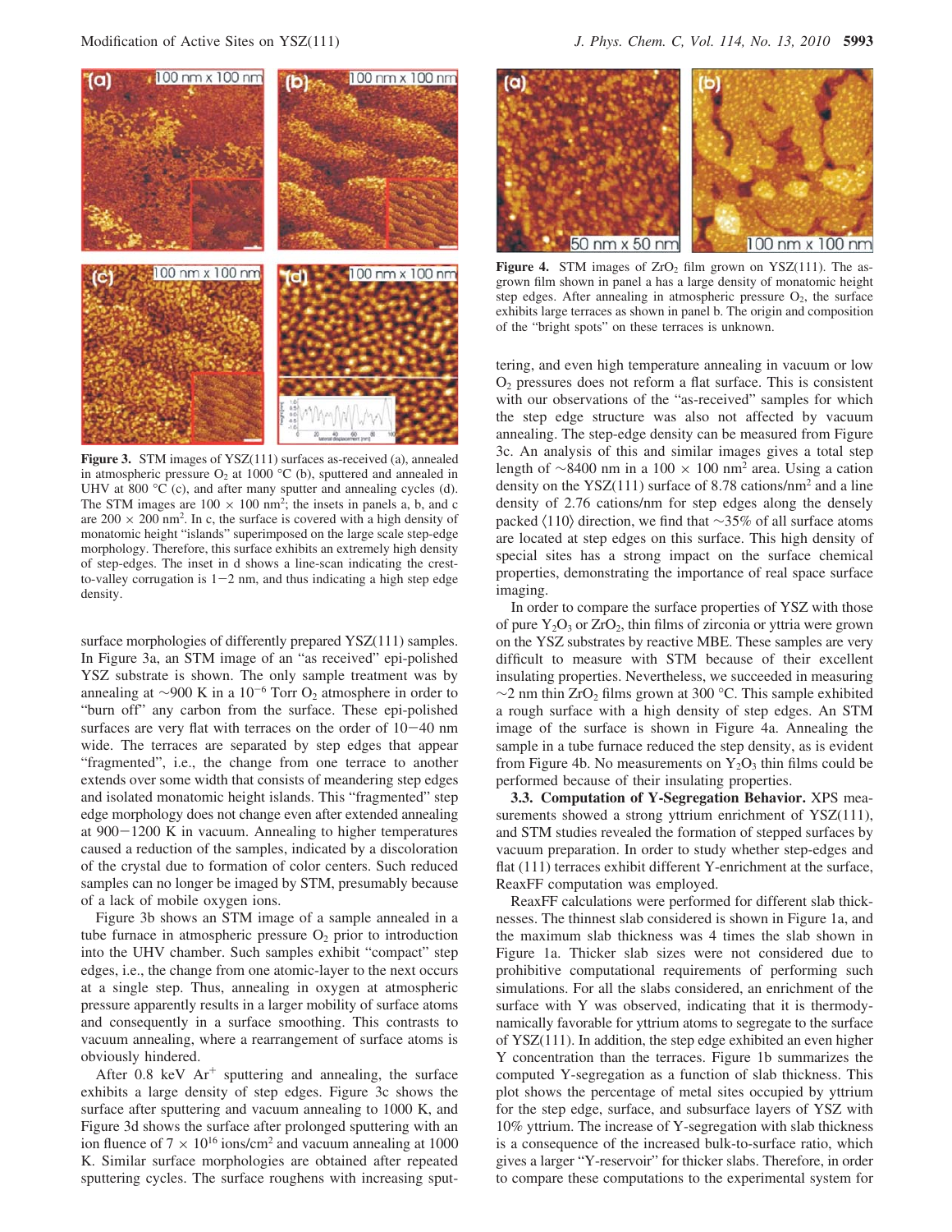Figure 3. STM images of YSZ(111) surfaces as-received (a), annealed in atmospheric pressure $O_2$ at 1000 °C (b), sputtered and annealed in UHV at 800 °C (c), and after many sputter and annealing cycles (d). The STM images are 100 × 100 nm$^2$; the insets in panels a, b, and c are 200 × 200 nm$^2$. In c, the surface is covered with a high density of monatomic height "islands" superimposed on the large scale step-edge morphology. Therefore, this surface exhibits an extremely high density of step-edges. The inset in d shows a line-scan indicating the crest-to-valley corrugation is 1−2 nm, and thus indicating a high step edge density.

surface morphologies of differently prepared YSZ(111) samples. In Figure 3a, an STM image of an "as received" epi-polished YSZ substrate is shown. The only sample treatment was by annealing at ∼900 K in a $10^{-6}$ Torr $O_2$ atmosphere in order to "burn off" any carbon from the surface. These epi-polished surfaces are very flat with terraces on the order of 10−40 nm wide. The terraces are separated by step edges that appear "fragmented", i.e., the change from one terrace to another extends over some width that consists of meandering step edges and isolated monatomic height islands. This "fragmented" step edge morphology does not change even after extended annealing at 900−1200 K in vacuum. Annealing to higher temperatures caused a reduction of the samples, indicated by a discoloration of the crystal due to formation of color centers. Such reduced samples can no longer be imaged by STM, presumably because of a lack of mobile oxygen ions.

Figure 3b shows an STM image of a sample annealed in a tube furnace in atmospheric pressure $O_2$ prior to introduction into the UHV chamber. Such samples exhibit "compact" step edges, i.e., the change from one atomic-layer to the next occurs at a single step. Thus, annealing in oxygen at atmospheric pressure apparently results in a larger mobility of surface atoms and consequently in a surface smoothing. This contrasts to vacuum annealing, where a rearrangement of surface atoms is obviously hindered.

After 0.8 keV $Ar^+$ sputtering and annealing, the surface exhibits a large density of step edges. Figure 3c shows the surface after sputtering and vacuum annealing to 1000 K, and Figure 3d shows the surface after prolonged sputtering with an ion fluence of $7 \times 10^{16}$ ions/cm$^2$ and vacuum annealing at 1000 K. Similar surface morphologies are obtained after repeated sputtering cycles. The surface roughens with increasing sputtering, and even high temperature annealing in vacuum or low $O_2$ pressures does not reform a flat surface. This is consistent with our observations of the "as-received" samples for which the step edge structure was also not affected by vacuum annealing. The step-edge density can be measured from Figure 3c. An analysis of this and similar images gives a total step length of ∼8400 nm in a 100 × 100 nm$^2$ area. Using a cation density on the YSZ(111) surface of 8.78 cations/nm$^2$ and a line density of 2.76 cations/nm for step edges along the densely packed ⟨110⟩ direction, we find that ∼35% of all surface atoms are located at step edges on this surface. This high density of special sites has a strong impact on the surface chemical properties, demonstrating the importance of real space surface imaging.

Figure 4. STM images of $ZrO_2$ film grown on YSZ(111). The as-grown film shown in panel a has a large density of monatomic height step edges. After annealing in atmospheric pressure $O_2$, the surface exhibits large terraces as shown in panel b. The origin and composition of the "bright spots" on these terraces is unknown.

In order to compare the surface properties of YSZ with those of pure $Y_2O_3$ or $ZrO_2$, thin films of zirconia or yttria were grown on the YSZ substrates by reactive MBE. These samples are very difficult to measure with STM because of their excellent insulating properties. Nevertheless, we succeeded in measuring ∼2 nm thin $ZrO_2$ films grown at 300 °C. This sample exhibited a rough surface with a high density of step edges. An STM image of the surface is shown in Figure 4a. Annealing the sample in a tube furnace reduced the step density, as is evident from Figure 4b. No measurements on $Y_2O_3$ thin films could be performed because of their insulating properties.

**3.3. Computation of Y-Segregation Behavior.** XPS measurements showed a strong yttrium enrichment of YSZ(111), and STM studies revealed the formation of stepped surfaces by vacuum preparation. In order to study whether step-edges and flat (111) terraces exhibit different Y-enrichment at the surface, ReaxFF computation was employed.

ReaxFF calculations were performed for different slab thicknesses. The thinnest slab considered is shown in Figure 1a, and the maximum slab thickness was 4 times the slab shown in Figure 1a. Thicker slab sizes were not considered due to prohibitive computational requirements of performing such simulations. For all the slabs considered, an enrichment of the surface with Y was observed, indicating that it is thermodynamically favorable for yttrium atoms to segregate to the surface of YSZ(111). In addition, the step edge exhibited an even higher Y concentration than the terraces. Figure 1b summarizes the computed Y-segregation as a function of slab thickness. This plot shows the percentage of metal sites occupied by yttrium for the step edge, surface, and subsurface layers of YSZ with 10% yttrium. The increase of Y-segregation with slab thickness is a consequence of the increased bulk-to-surface ratio, which gives a larger "Y-reservoir" for thicker slabs. Therefore, in order to compare these computations to the experimental system for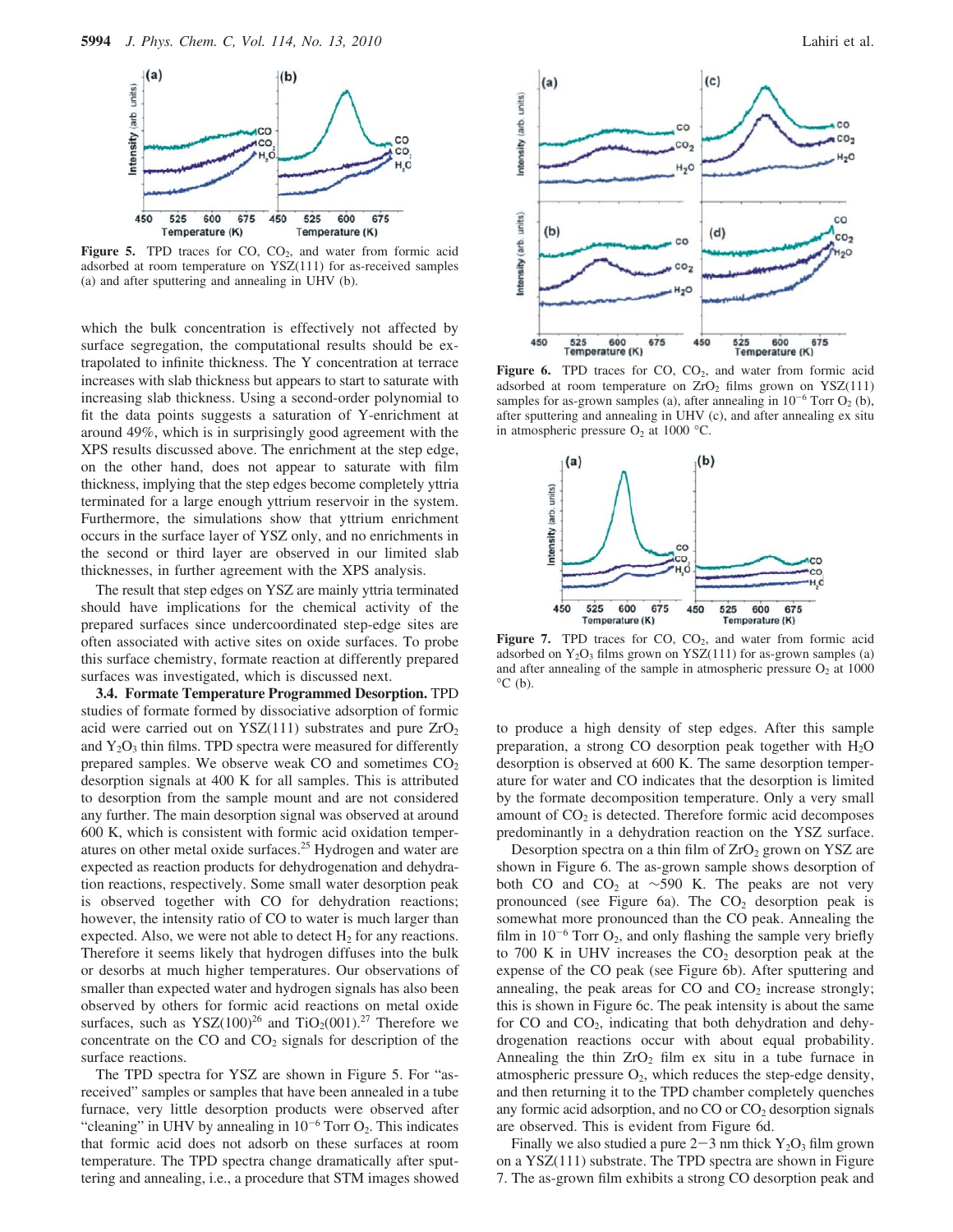Figure 5. TPD traces for CO, $CO_2$, and water from formic acid adsorbed at room temperature on YSZ(111) for as-received samples (a) and after sputtering and annealing in UHV (b).

Figure 6. TPD traces for CO, $CO_2$, and water from formic acid adsorbed at room temperature on $ZrO_2$ films grown on YSZ(111) samples for as-grown samples (a), after annealing in $10^{-6}$ Torr $O_2$ (b), after sputtering and annealing in UHV (c), and after annealing ex situ in atmospheric pressure $O_2$ at 1000 °C.

Figure 7. TPD traces for CO, $CO_2$, and water from formic acid adsorbed on $Y_2O_3$ films grown on YSZ(111) for as-grown samples (a) and after annealing of the sample in atmospheric pressure $O_2$ at 1000 °C (b).

which the bulk concentration is effectively not affected by surface segregation, the computational results should be extrapolated to infinite thickness. The Y concentration at terrace increases with slab thickness but appears to start to saturate with increasing slab thickness. Using a second-order polynomial to fit the data points suggests a saturation of Y-enrichment at around 49%, which is in surprisingly good agreement with the XPS results discussed above. The enrichment at the step edge, on the other hand, does not appear to saturate with film thickness, implying that the step edges become completely yttria terminated for a large enough yttrium reservoir in the system. Furthermore, the simulations show that yttrium enrichment occurs in the surface layer of YSZ only, and no enrichments in the second or third layer are observed in our limited slab thicknesses, in further agreement with the XPS analysis.

The result that step edges on YSZ are mainly yttria terminated should have implications for the chemical activity of the prepared surfaces since undercoordinated step-edge sites are often associated with active sites on oxide surfaces. To probe this surface chemistry, formate reaction at differently prepared surfaces was investigated, which is discussed next.

**3.4. Formate Temperature Programmed Desorption.** TPD studies of formate formed by dissociative adsorption of formic acid were carried out on YSZ(111) substrates and pure $ZrO_2$ and $Y_2O_3$ thin films. TPD spectra were measured for differently prepared samples. We observe weak CO and sometimes $CO_2$ desorption signals at 400 K for all samples. This is attributed to desorption from the sample mount and are not considered any further. The main desorption signal was observed at around 600 K, which is consistent with formic acid oxidation temperatures on other metal oxide surfaces.[25] Hydrogen and water are expected as reaction products for dehydrogenation and dehydration reactions, respectively. Some small water desorption peak is observed together with CO for dehydration reactions; however, the intensity ratio of CO to water is much larger than expected. Also, we were not able to detect $H_2$ for any reactions. Therefore it seems likely that hydrogen diffuses into the bulk or desorbs at much higher temperatures. Our observations of smaller than expected water and hydrogen signals has also been observed by others for formic acid reactions on metal oxide surfaces, such as YSZ(100)[26] and $TiO_2$(001).[27] Therefore we concentrate on the CO and $CO_2$ signals for description of the surface reactions.

The TPD spectra for YSZ are shown in Figure 5. For "as-received" samples or samples that have been annealed in a tube furnace, very little desorption products were observed after "cleaning" in UHV by annealing in $10^{-6}$ Torr $O_2$. This indicates that formic acid does not adsorb on these surfaces at room temperature. The TPD spectra change dramatically after sputtering and annealing, i.e., a procedure that STM images showed to produce a high density of step edges. After this sample preparation, a strong CO desorption peak together with $H_2O$ desorption is observed at 600 K. The same desorption temperature for water and CO indicates that the desorption is limited by the formate decomposition temperature. Only a very small amount of $CO_2$ is detected. Therefore formic acid decomposes predominantly in a dehydration reaction on the YSZ surface.

Desorption spectra on a thin film of $ZrO_2$ grown on YSZ are shown in Figure 6. The as-grown sample shows desorption of both CO and $CO_2$ at ~590 K. The peaks are not very pronounced (see Figure 6a). The $CO_2$ desorption peak is somewhat more pronounced than the CO peak. Annealing the film in $10^{-6}$ Torr $O_2$, and only flashing the sample very briefly to 700 K in UHV increases the $CO_2$ desorption peak at the expense of the CO peak (see Figure 6b). After sputtering and annealing, the peak areas for CO and $CO_2$ increase strongly; this is shown in Figure 6c. The peak intensity is about the same for CO and $CO_2$, indicating that both dehydration and dehydrogenation reactions occur with about equal probability. Annealing the thin $ZrO_2$ film ex situ in a tube furnace in atmospheric pressure $O_2$, which reduces the step-edge density, and then returning it to the TPD chamber completely quenches any formic acid adsorption, and no CO or $CO_2$ desorption signals are observed. This is evident from Figure 6d.

Finally we also studied a pure 2−3 nm thick $Y_2O_3$ film grown on a YSZ(111) substrate. The TPD spectra are shown in Figure 7. The as-grown film exhibits a strong CO desorption peak and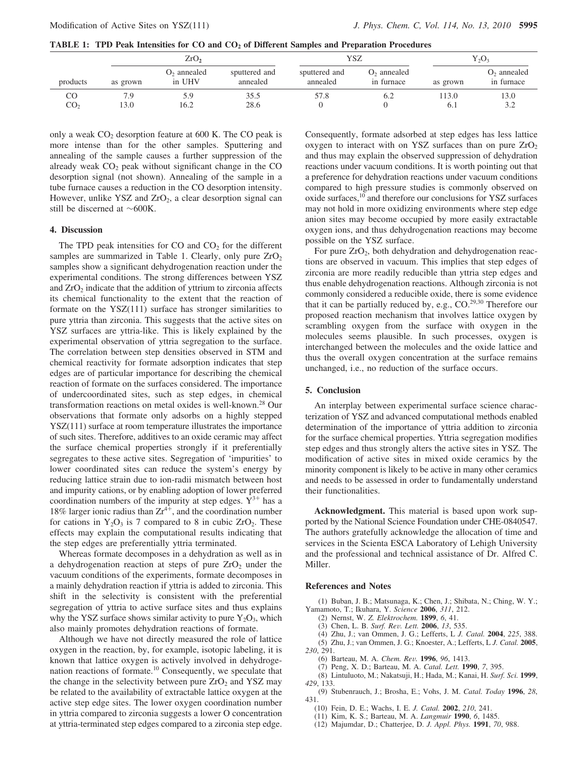**TABLE 1: TPD Peak Intensities for CO and $CO_2$ of Different Samples and Preparation Procedures**

| | $ZrO_2$ | | | YSZ | | $Y_2O_3$ | |
|---|---|---|---|---|---|---|---|
| products | as grown | $O_2$ annealed in UHV | sputtered and annealed | sputtered and annealed | $O_2$ annealed in furnace | as grown | $O_2$ annealed in furnace |
| CO | 7.9 | 5.9 | 35.5 | 57.8 | 6.2 | 113.0 | 13.0 |
| $CO_2$ | 13.0 | 16.2 | 28.6 | 0 | 0 | 6.1 | 3.2 |

only a weak $CO_2$ desorption feature at 600 K. The CO peak is more intense than for the other samples. Sputtering and annealing of the sample causes a further suppression of the already weak $CO_2$ peak without significant change in the CO desorption signal (not shown). Annealing of the sample in a tube furnace causes a reduction in the CO desorption intensity. However, unlike YSZ and $ZrO_2$, a clear desorption signal can still be discerned at ~600K.

## 4. Discussion

The TPD peak intensities for CO and $CO_2$ for the different samples are summarized in Table 1. Clearly, only pure $ZrO_2$ samples show a significant dehydrogenation reaction under the experimental conditions. The strong differences between YSZ and $ZrO_2$ indicate that the addition of yttrium to zirconia affects its chemical functionality to the extent that the reaction of formate on the YSZ(111) surface has stronger similarities to pure yttria than zirconia. This suggests that the active sites on YSZ surfaces are yttria-like. This is likely explained by the experimental observation of yttria segregation to the surface. The correlation between step densities observed in STM and chemical reactivity for formate adsorption indicates that step edges are of particular importance for describing the chemical reaction of formate on the surfaces considered. The importance of undercoordinated sites, such as step edges, in chemical transformation reactions on metal oxides is well-known.[28] Our observations that formate only adsorbs on a highly stepped YSZ(111) surface at room temperature illustrates the importance of such sites. Therefore, additives to an oxide ceramic may affect the surface chemical properties strongly if it preferentially segregates to these active sites. Segregation of 'impurities' to lower coordinated sites can reduce the system's energy by reducing lattice strain due to ion-radii mismatch between host and impurity cations, or by enabling adoption of lower preferred coordination numbers of the impurity at step edges. $Y^{3+}$ has a 18% larger ionic radius than $Zr^{4+}$, and the coordination number for cations in $Y_2O_3$ is 7 compared to 8 in cubic $ZrO_2$. These effects may explain the computational results indicating that the step edges are preferentially yttria terminated.

Whereas formate decomposes in a dehydration as well as in a dehydrogenation reaction at steps of pure $ZrO_2$ under the vacuum conditions of the experiments, formate decomposes in a mainly dehydration reaction if yttria is added to zirconia. This shift in the selectivity is consistent with the preferential segregation of yttria to active surface sites and thus explains why the YSZ surface shows similar activity to pure $Y_2O_3$, which also mainly promotes dehydration reactions of formate.

Although we have not directly measured the role of lattice oxygen in the reaction, by, for example, isotopic labeling, it is known that lattice oxygen is actively involved in dehydrogenation reactions of formate.[10] Consequently, we speculate that the change in the selectivity between pure $ZrO_2$ and YSZ may be related to the availability of extractable lattice oxygen at the active step edge sites. The lower oxygen coordination number in yttria compared to zirconia suggests a lower O concentration at yttria-terminated step edges compared to a zirconia step edge. Consequently, formate adsorbed at step edges has less lattice oxygen to interact with on YSZ surfaces than on pure $ZrO_2$ and thus may explain the observed suppression of dehydration reactions under vacuum conditions. It is worth pointing out that a preference for dehydration reactions under vacuum conditions compared to high pressure studies is commonly observed on oxide surfaces,[10] and therefore our conclusions for YSZ surfaces may not hold in more oxidizing environments where step edge anion sites may become occupied by more easily extractable oxygen ions, and thus dehydrogenation reactions may become possible on the YSZ surface.

For pure $ZrO_2$, both dehydration and dehydrogenation reactions are observed in vacuum. This implies that step edges of zirconia are more readily reducible than yttria step edges and thus enable dehydrogenation reactions. Although zirconia is not commonly considered a reducible oxide, there is some evidence that it can be partially reduced by, e.g., CO.[29,30] Therefore our proposed reaction mechanism that involves lattice oxygen by scrambling oxygen from the surface with oxygen in the molecules seems plausible. In such processes, oxygen is interchanged between the molecules and the oxide lattice and thus the overall oxygen concentration at the surface remains unchanged, i.e., no reduction of the surface occurs.

## 5. Conclusion

An interplay between experimental surface science characterization of YSZ and advanced computational methods enabled determination of the importance of yttria addition to zirconia for the surface chemical properties. Yttria segregation modifies step edges and thus strongly alters the active sites in YSZ. The modification of active sites in mixed oxide ceramics by the minority component is likely to be active in many other ceramics and needs to be assessed in order to fundamentally understand their functionalities.

**Acknowledgment.** This material is based upon work supported by the National Science Foundation under CHE-0840547. The authors gratefully acknowledge the allocation of time and services in the Scienta ESCA Laboratory of Lehigh University and the professional and technical assistance of Dr. Alfred C. Miller.

## References and Notes

(1) Buban, J. B.; Matsunaga, K.; Chen, J.; Shibata, N.; Ching, W. Y.; Yamamoto, T.; Ikuhara, Y. *Science* **2006**, *311*, 212.

(2) Nernst, W. *Z. Elektrochem.* **1899**, *6*, 41.

(3) Chen, L. B. *Surf. Rev. Lett.* **2006**, *13*, 535.

(4) Zhu, J.; van Ommen, J. G.; Lefferts, L *J. Catal.* **2004**, *225*, 388.

(5) Zhu, J.; van Ommen, J. G.; Knoester, A.; Lefferts, L *J. Catal.* **2005**, *230*, 291.

(6) Barteau, M. A. *Chem. Rev.* **1996**, *96*, 1413.

(7) Peng, X. D.; Barteau, M. A. *Catal. Lett.* **1990**, *7*, 395.

(8) Lintuluoto, M.; Nakatsuji, H.; Hada, M.; Kanai, H. *Surf. Sci.* **1999**, *429*, 133.

(9) Stubenrauch, J.; Brosha, E.; Vohs, J. M. *Catal. Today* **1996**, *28*, 431.

(10) Fein, D. E.; Wachs, I. E. *J. Catal.* **2002**, *210*, 241.

(11) Kim, K. S.; Barteau, M. A. *Langmuir* **1990**, *6*, 1485.

(12) Majumdar, D.; Chatterjee, D. *J. Appl. Phys.* **1991**, *70*, 988.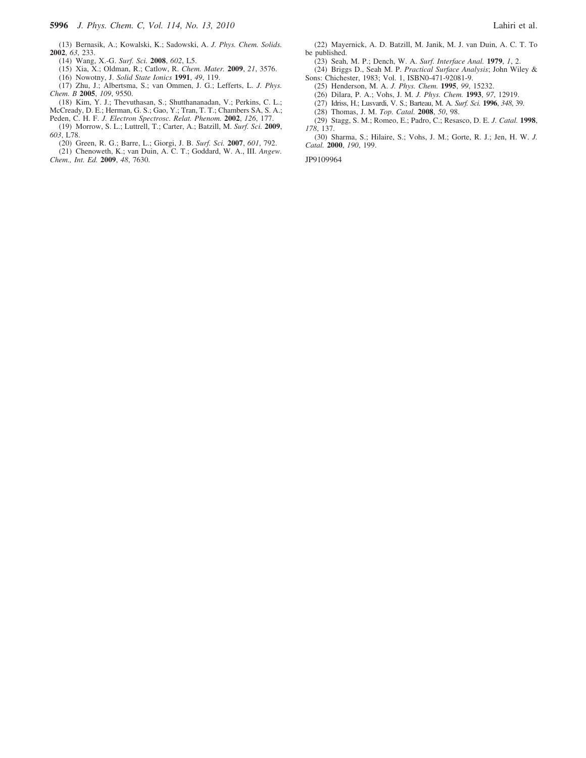(13) Bernasik, A.; Kowalski, K.; Sadowski, A. *J. Phys. Chem. Solids.* **2002**, *63*, 233.

(14) Wang, X.-G. *Surf. Sci.* **2008**, *602*, L5.

(15) Xia, X.; Oldman, R.; Catlow, R. *Chem. Mater.* **2009**, *21*, 3576.

(16) Nowotny, J. *Solid State Ionics* **1991**, *49*, 119.

(17) Zhu, J.; Albertsma, S.; van Ommen, J. G.; Lefferts, L. *J. Phys. Chem. B* **2005**, *109*, 9550.

(18) Kim, Y. J.; Thevuthasan, S.; Shutthananadan, V.; Perkins, C. L.; McCready, D. E.; Herman, G. S.; Gao, Y.; Tran, T. T.; Chambers SA, S. A.; Peden, C. H. F. *J. Electron Spectrosc. Relat. Phenom.* **2002**, *126*, 177.

(19) Morrow, S. L.; Luttrell, T.; Carter, A.; Batzill, M. *Surf. Sci.* **2009**, *603*, L78.

(20) Green, R. G.; Barre, L.; Giorgi, J. B. *Surf. Sci.* **2007**, *601*, 792.

(21) Chenoweth, K.; van Duin, A. C. T.; Goddard, W. A., III. *Angew. Chem., Int. Ed.* **2009**, *48*, 7630.

(22) Mayernick, A. D. Batzill, M. Janik, M. J. van Duin, A. C. T. To be published.

(23) Seah, M. P.; Dench, W. A. *Surf. Interface Anal.* **1979**, *1*, 2.

(24) Briggs D., Seah M. P. *Practical Surface Analysis*; John Wiley & Sons: Chichester, 1983; Vol. 1, ISBN0-471-92081-9.

(25) Henderson, M. A. *J. Phys. Chem.* **1995**, *99*, 15232.

(26) Dilara, P. A.; Vohs, J. M. *J. Phys. Chem.* **1993**, *97*, 12919.

(27) Idriss, H.; Lusvardi, V. S.; Barteau, M. A. *Surf. Sci.* **1996**, *348*, 39.

(28) Thomas, J. M. *Top. Catal.* **2008**, *50*, 98.

(29) Stagg, S. M.; Romeo, E.; Padro, C.; Resasco, D. E. *J. Catal.* **1998**, *178*, 137.

(30) Sharma, S.; Hilaire, S.; Vohs, J. M.; Gorte, R. J.; Jen, H. W. *J. Catal.* **2000**, *190*, 199.

JP9109964